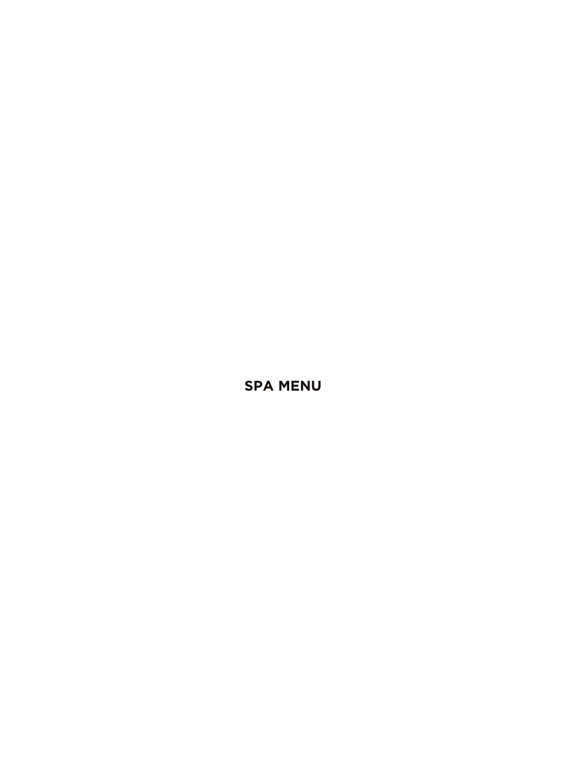# SPA MENU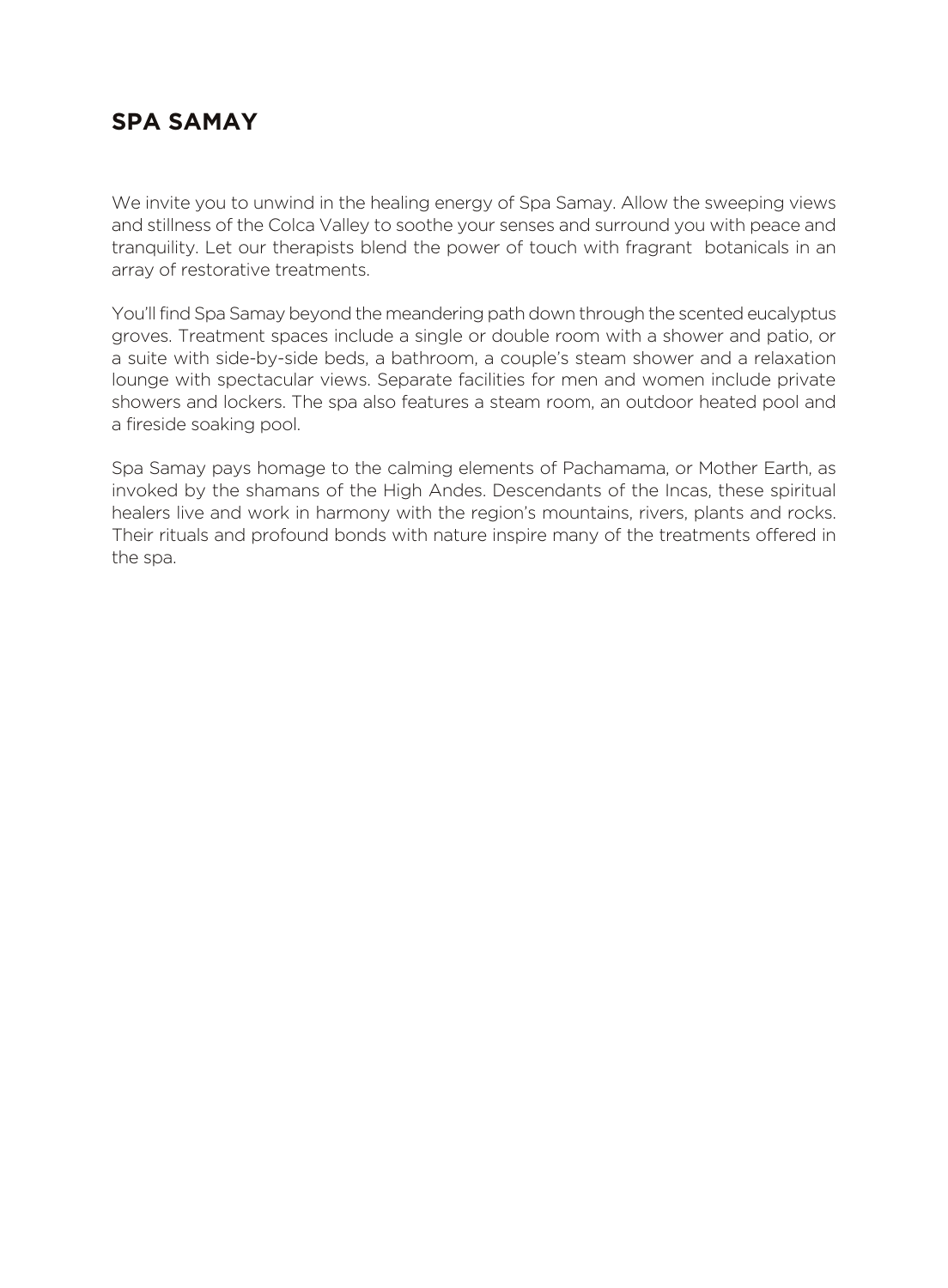# SPA SAMAY

We invite you to unwind in the healing energy of Spa Samay. Allow the sweeping views and stillness of the Colca Valley to soothe your senses and surround you with peace and tranquility. Let our therapists blend the power of touch with fragrant botanicals in an array of restorative treatments.

You'll find Spa Samay beyond the meandering path down through the scented eucalyptus groves. Treatment spaces include a single or double room with a shower and patio, or a suite with side-by-side beds, a bathroom, a couple's steam shower and a relaxation lounge with spectacular views. Separate facilities for men and women include private showers and lockers. The spa also features a steam room, an outdoor heated pool and a fireside soaking pool.

Spa Samay pays homage to the calming elements of Pachamama, or Mother Earth, as invoked by the shamans of the High Andes. Descendants of the Incas, these spiritual healers live and work in harmony with the region's mountains, rivers, plants and rocks. Their rituals and profound bonds with nature inspire many of the treatments offered in the spa.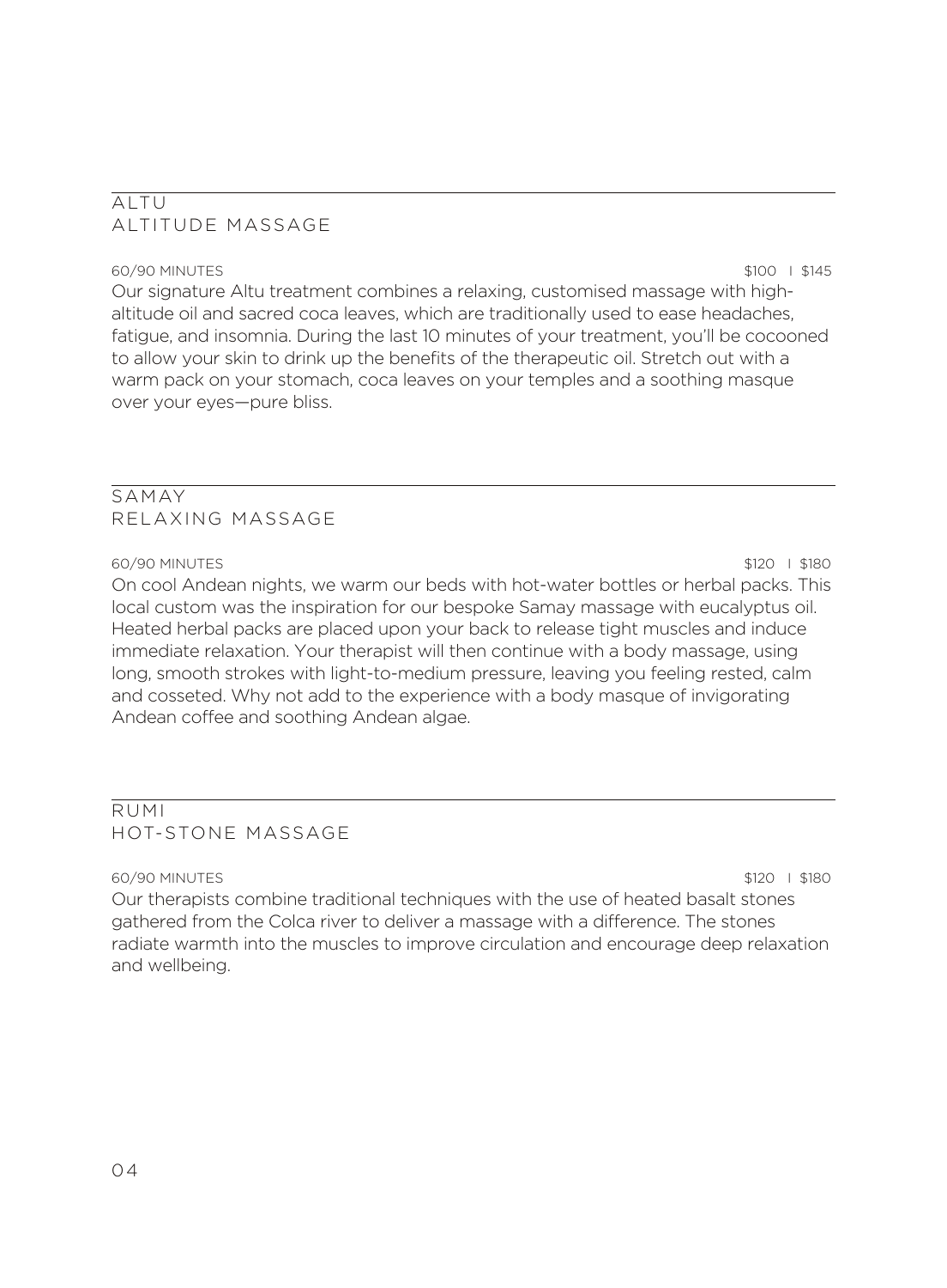## ALTU
## ALTITUDE MASSAGE

60/90 MINUTES — $100 | $145

Our signature Altu treatment combines a relaxing, customised massage with high-altitude oil and sacred coca leaves, which are traditionally used to ease headaches, fatigue, and insomnia. During the last 10 minutes of your treatment, you'll be cocooned to allow your skin to drink up the benefits of the therapeutic oil. Stretch out with a warm pack on your stomach, coca leaves on your temples and a soothing masque over your eyes—pure bliss.

## SAMAY
## RELAXING MASSAGE

60/90 MINUTES — $120 | $180

On cool Andean nights, we warm our beds with hot-water bottles or herbal packs. This local custom was the inspiration for our bespoke Samay massage with eucalyptus oil. Heated herbal packs are placed upon your back to release tight muscles and induce immediate relaxation. Your therapist will then continue with a body massage, using long, smooth strokes with light-to-medium pressure, leaving you feeling rested, calm and cosseted. Why not add to the experience with a body masque of invigorating Andean coffee and soothing Andean algae.

## RUMI
## HOT-STONE MASSAGE

60/90 MINUTES — $120 | $180

Our therapists combine traditional techniques with the use of heated basalt stones gathered from the Colca river to deliver a massage with a difference. The stones radiate warmth into the muscles to improve circulation and encourage deep relaxation and wellbeing.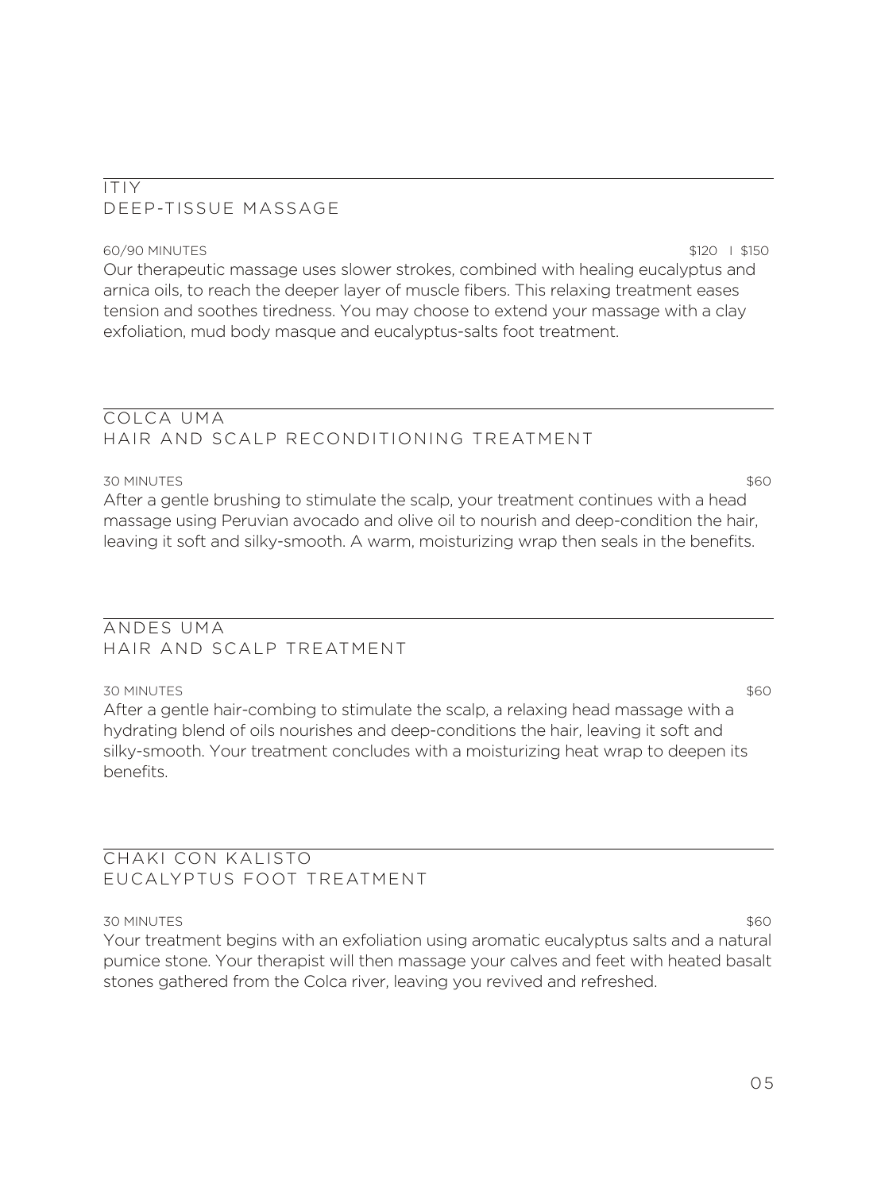## ITIY
## DEEP-TISSUE MASSAGE

60/90 MINUTES — $120 | $150

Our therapeutic massage uses slower strokes, combined with healing eucalyptus and arnica oils, to reach the deeper layer of muscle fibers. This relaxing treatment eases tension and soothes tiredness. You may choose to extend your massage with a clay exfoliation, mud body masque and eucalyptus-salts foot treatment.

## COLCA UMA
## HAIR AND SCALP RECONDITIONING TREATMENT

30 MINUTES — $60

After a gentle brushing to stimulate the scalp, your treatment continues with a head massage using Peruvian avocado and olive oil to nourish and deep-condition the hair, leaving it soft and silky-smooth. A warm, moisturizing wrap then seals in the benefits.

## ANDES UMA
## HAIR AND SCALP TREATMENT

30 MINUTES — $60

After a gentle hair-combing to stimulate the scalp, a relaxing head massage with a hydrating blend of oils nourishes and deep-conditions the hair, leaving it soft and silky-smooth. Your treatment concludes with a moisturizing heat wrap to deepen its benefits.

## CHAKI CON KALISTO
## EUCALYPTUS FOOT TREATMENT

30 MINUTES — $60

Your treatment begins with an exfoliation using aromatic eucalyptus salts and a natural pumice stone. Your therapist will then massage your calves and feet with heated basalt stones gathered from the Colca river, leaving you revived and refreshed.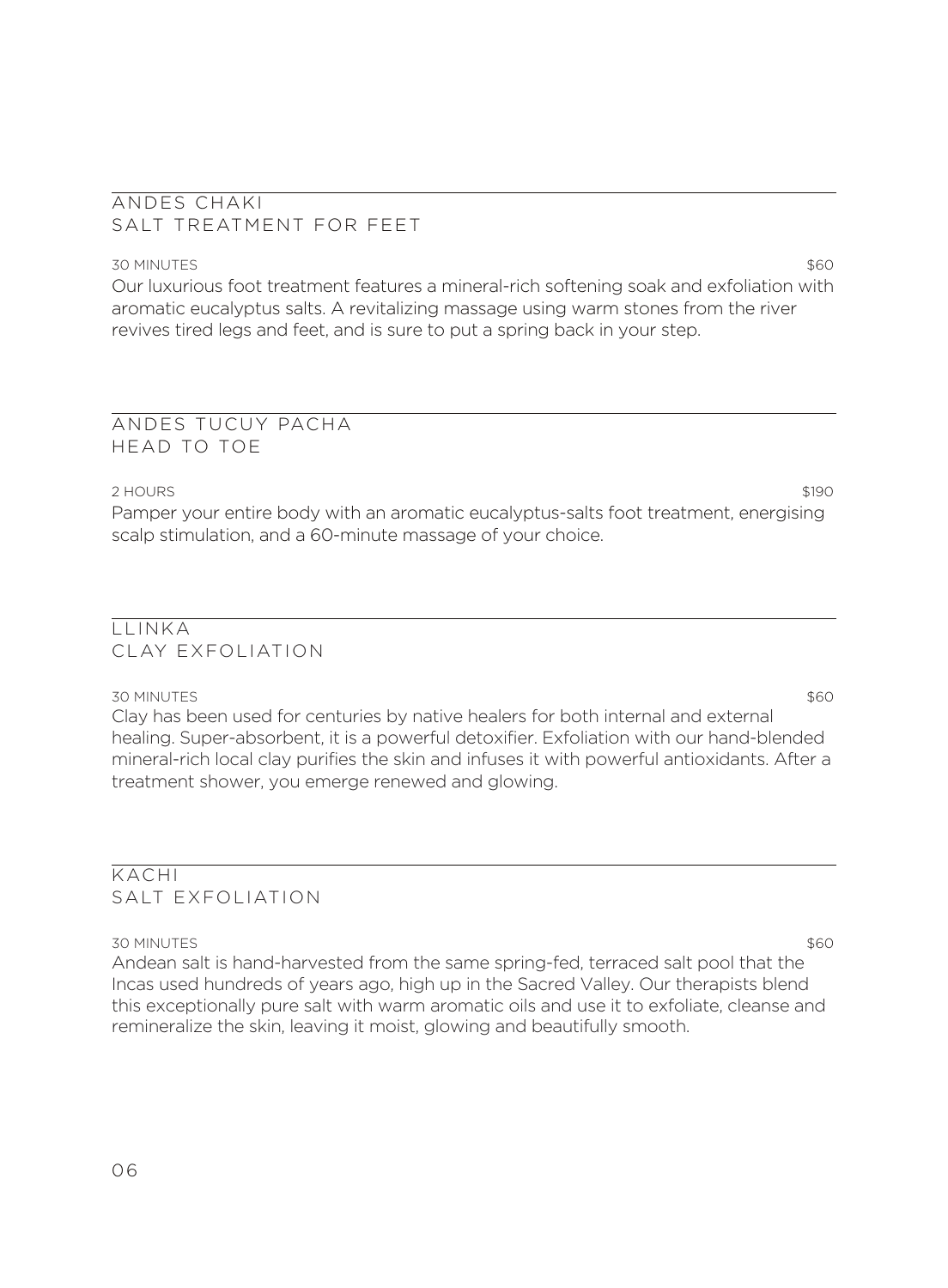## ANDES CHAKI
### SALT TREATMENT FOR FEET

30 MINUTES — $60

Our luxurious foot treatment features a mineral-rich softening soak and exfoliation with aromatic eucalyptus salts. A revitalizing massage using warm stones from the river revives tired legs and feet, and is sure to put a spring back in your step.

## ANDES TUCUY PACHA
### HEAD TO TOE

2 HOURS — $190

Pamper your entire body with an aromatic eucalyptus-salts foot treatment, energising scalp stimulation, and a 60-minute massage of your choice.

## LLINKA
### CLAY EXFOLIATION

30 MINUTES — $60

Clay has been used for centuries by native healers for both internal and external healing. Super-absorbent, it is a powerful detoxifier. Exfoliation with our hand-blended mineral-rich local clay purifies the skin and infuses it with powerful antioxidants. After a treatment shower, you emerge renewed and glowing.

## KACHI
### SALT EXFOLIATION

30 MINUTES — $60

Andean salt is hand-harvested from the same spring-fed, terraced salt pool that the Incas used hundreds of years ago, high up in the Sacred Valley. Our therapists blend this exceptionally pure salt with warm aromatic oils and use it to exfoliate, cleanse and remineralize the skin, leaving it moist, glowing and beautifully smooth.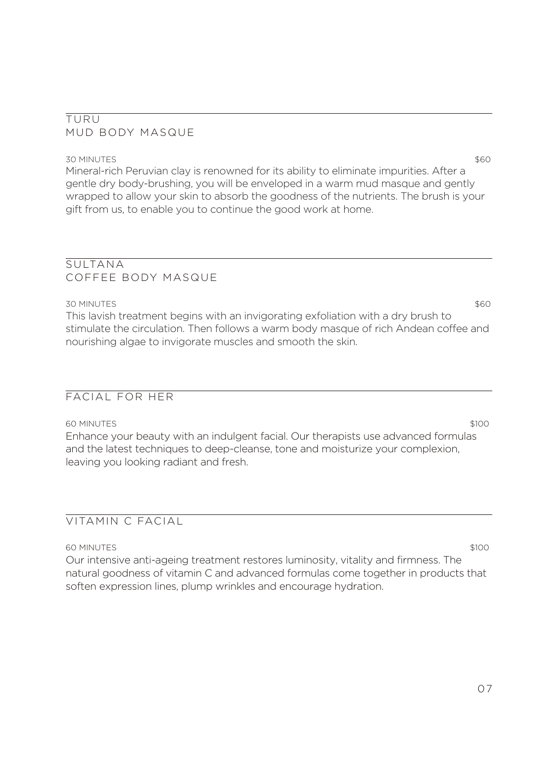## TURU
## MUD BODY MASQUE

30 MINUTES — $60

Mineral-rich Peruvian clay is renowned for its ability to eliminate impurities. After a gentle dry body-brushing, you will be enveloped in a warm mud masque and gently wrapped to allow your skin to absorb the goodness of the nutrients. The brush is your gift from us, to enable you to continue the good work at home.

## SULTANA
## COFFEE BODY MASQUE

30 MINUTES — $60

This lavish treatment begins with an invigorating exfoliation with a dry brush to stimulate the circulation. Then follows a warm body masque of rich Andean coffee and nourishing algae to invigorate muscles and smooth the skin.

## FACIAL FOR HER

60 MINUTES — $100

Enhance your beauty with an indulgent facial. Our therapists use advanced formulas and the latest techniques to deep-cleanse, tone and moisturize your complexion, leaving you looking radiant and fresh.

## VITAMIN C FACIAL

60 MINUTES — $100

Our intensive anti-ageing treatment restores luminosity, vitality and firmness. The natural goodness of vitamin C and advanced formulas come together in products that soften expression lines, plump wrinkles and encourage hydration.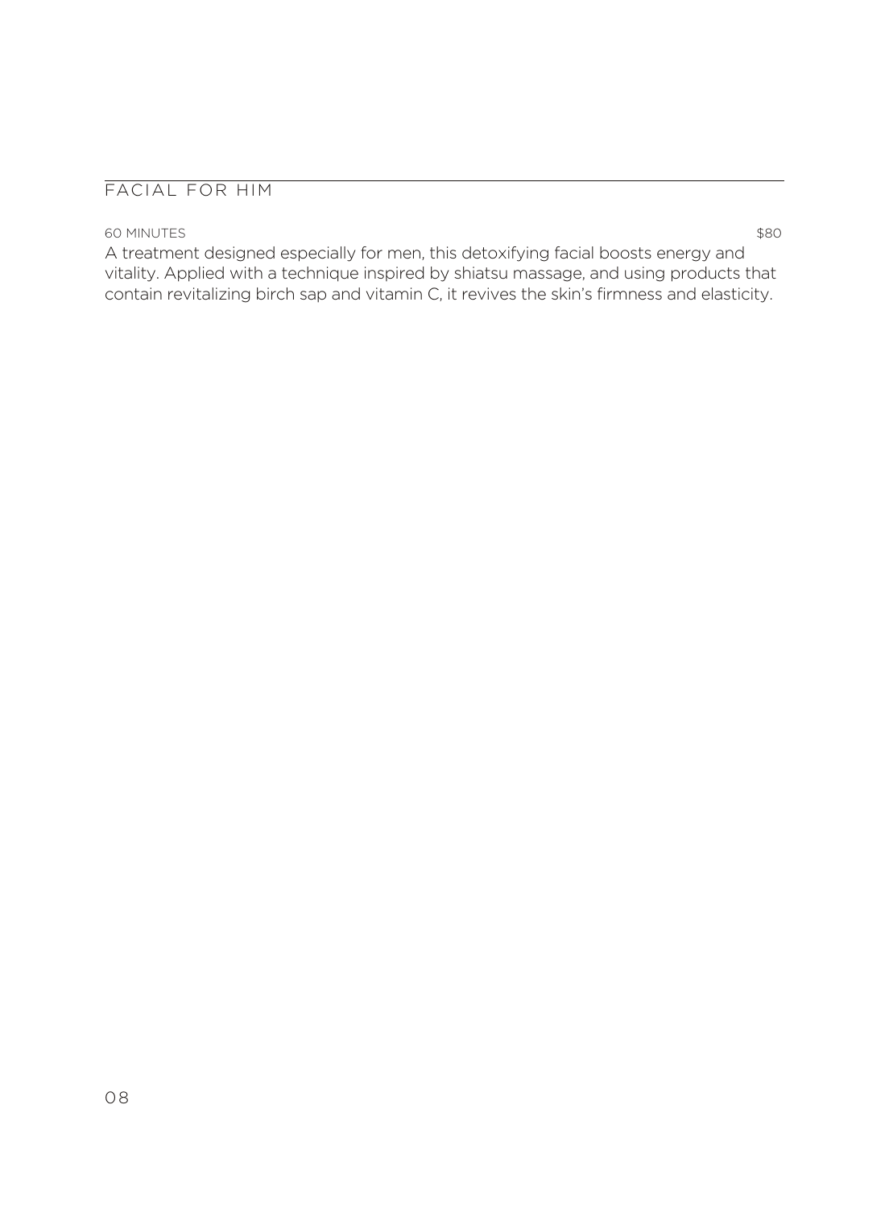## FACIAL FOR HIM

60 MINUTES $80

A treatment designed especially for men, this detoxifying facial boosts energy and vitality. Applied with a technique inspired by shiatsu massage, and using products that contain revitalizing birch sap and vitamin C, it revives the skin's firmness and elasticity.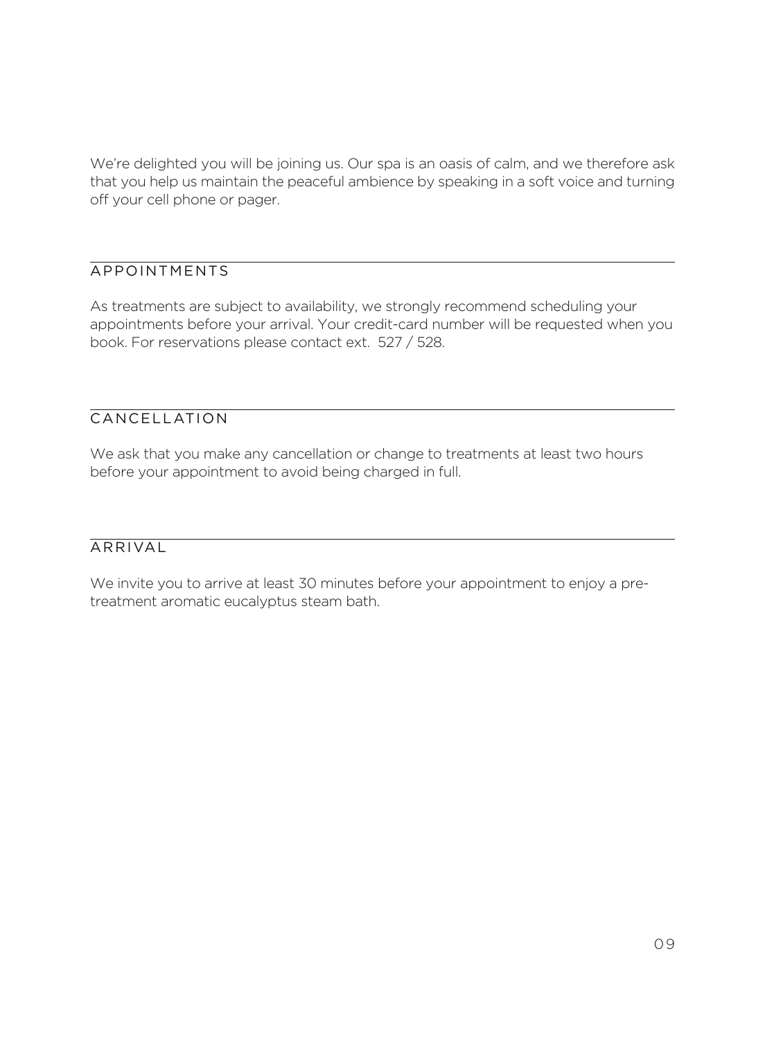We're delighted you will be joining us. Our spa is an oasis of calm, and we therefore ask that you help us maintain the peaceful ambience by speaking in a soft voice and turning off your cell phone or pager.

## APPOINTMENTS

As treatments are subject to availability, we strongly recommend scheduling your appointments before your arrival. Your credit-card number will be requested when you book. For reservations please contact ext. 527 / 528.

## CANCELLATION

We ask that you make any cancellation or change to treatments at least two hours before your appointment to avoid being charged in full.

## ARRIVAL

We invite you to arrive at least 30 minutes before your appointment to enjoy a pre-treatment aromatic eucalyptus steam bath.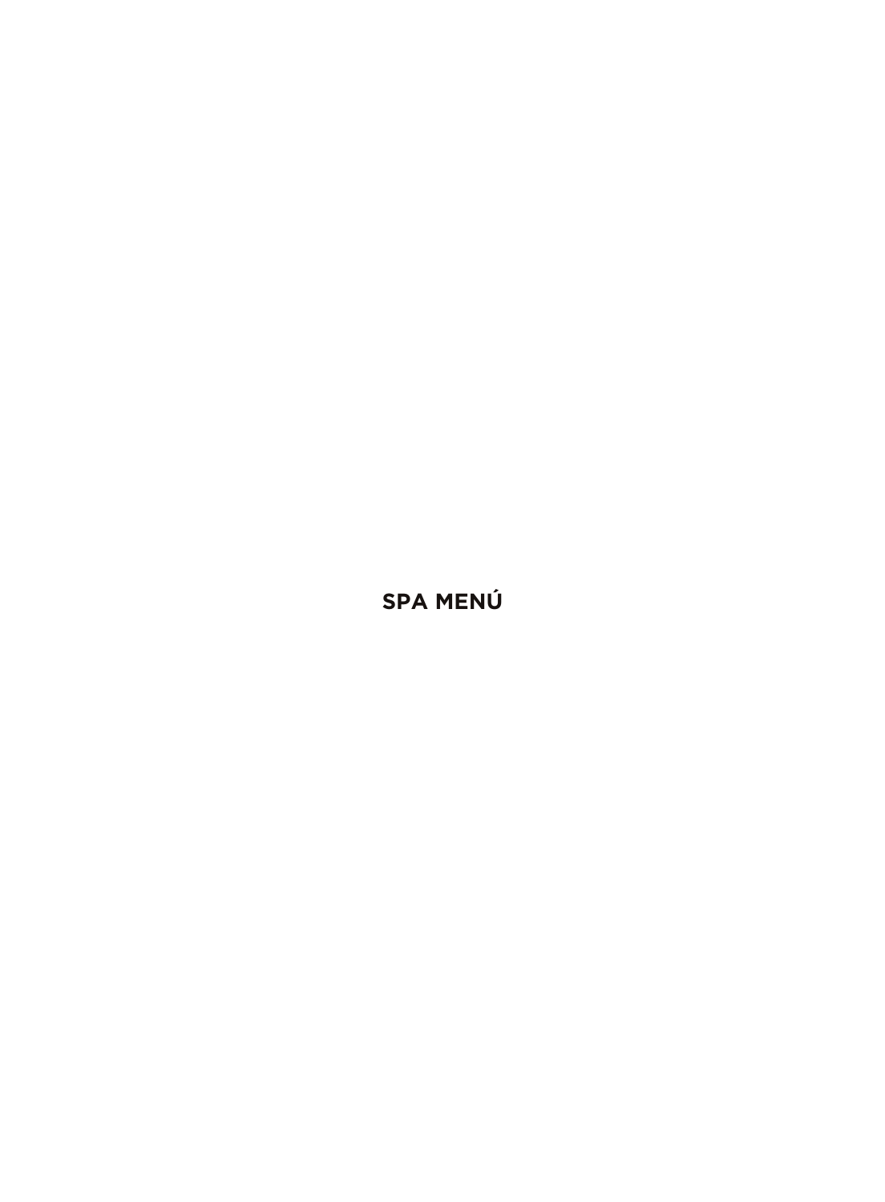# SPA MENÚ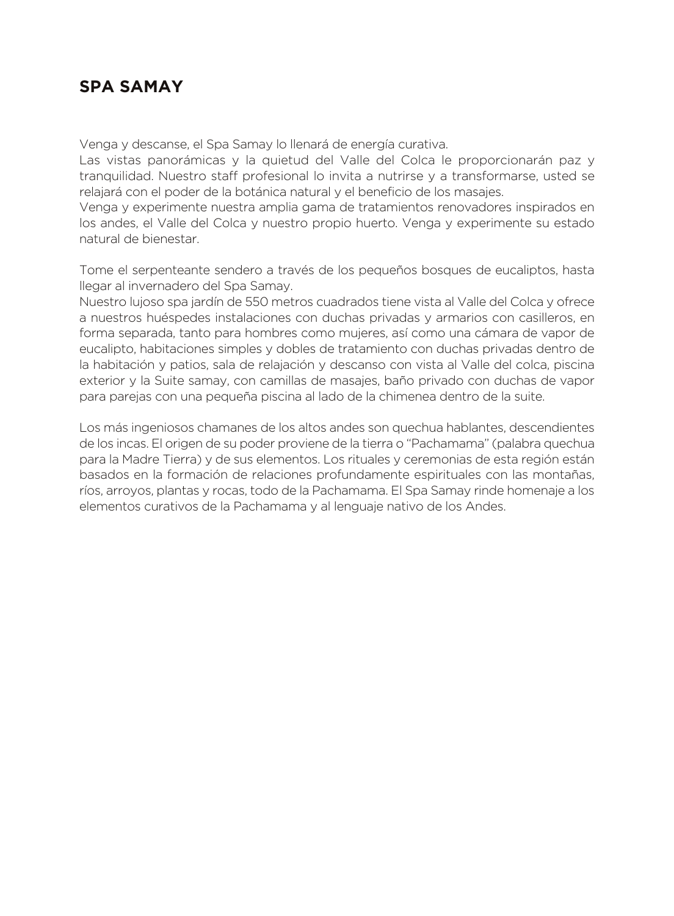## SPA SAMAY

Venga y descanse, el Spa Samay lo llenará de energía curativa.
Las vistas panorámicas y la quietud del Valle del Colca le proporcionarán paz y tranquilidad. Nuestro staff profesional lo invita a nutrirse y a transformarse, usted se relajará con el poder de la botánica natural y el beneficio de los masajes.
Venga y experimente nuestra amplia gama de tratamientos renovadores inspirados en los andes, el Valle del Colca y nuestro propio huerto. Venga y experimente su estado natural de bienestar.

Tome el serpenteante sendero a través de los pequeños bosques de eucaliptos, hasta llegar al invernadero del Spa Samay.
Nuestro lujoso spa jardín de 550 metros cuadrados tiene vista al Valle del Colca y ofrece a nuestros huéspedes instalaciones con duchas privadas y armarios con casilleros, en forma separada, tanto para hombres como mujeres, así como una cámara de vapor de eucalipto, habitaciones simples y dobles de tratamiento con duchas privadas dentro de la habitación y patios, sala de relajación y descanso con vista al Valle del colca, piscina exterior y la Suite samay, con camillas de masajes, baño privado con duchas de vapor para parejas con una pequeña piscina al lado de la chimenea dentro de la suite.

Los más ingeniosos chamanes de los altos andes son quechua hablantes, descendientes de los incas. El origen de su poder proviene de la tierra o "Pachamama" (palabra quechua para la Madre Tierra) y de sus elementos. Los rituales y ceremonias de esta región están basados en la formación de relaciones profundamente espirituales con las montañas, ríos, arroyos, plantas y rocas, todo de la Pachamama. El Spa Samay rinde homenaje a los elementos curativos de la Pachamama y al lenguaje nativo de los Andes.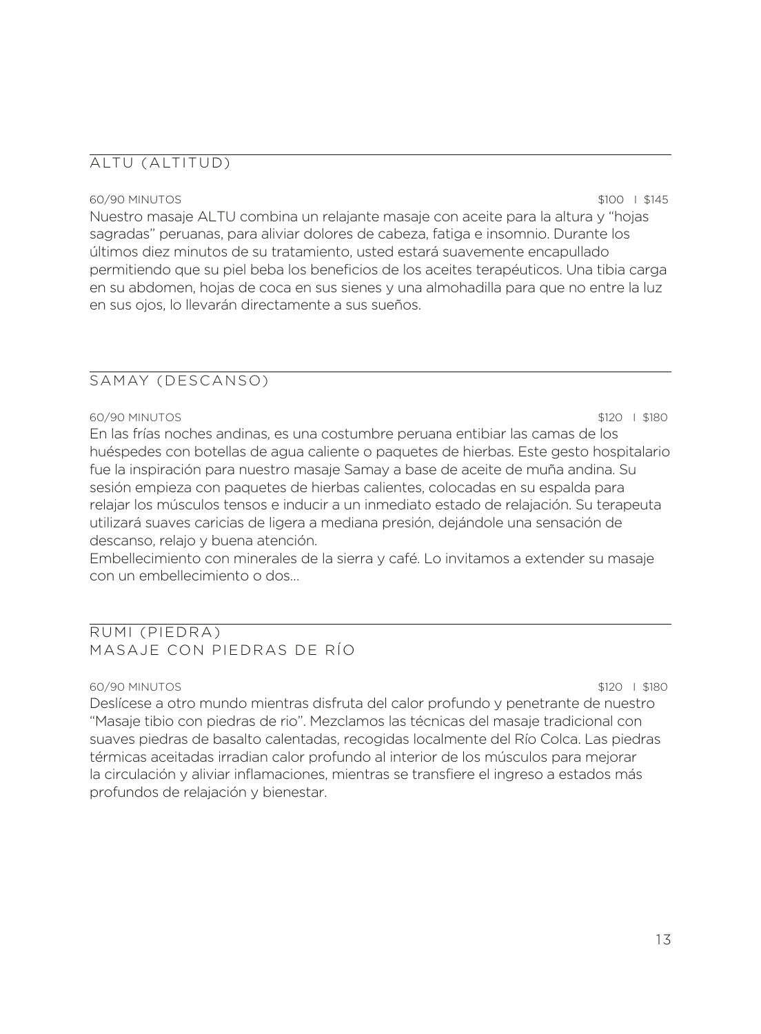## ALTU (ALTITUD)

60/90 MINUTOS $100 | $145

Nuestro masaje ALTU combina un relajante masaje con aceite para la altura y "hojas sagradas" peruanas, para aliviar dolores de cabeza, fatiga e insomnio. Durante los últimos diez minutos de su tratamiento, usted estará suavemente encapullado permitiendo que su piel beba los beneficios de los aceites terapéuticos. Una tibia carga en su abdomen, hojas de coca en sus sienes y una almohadilla para que no entre la luz en sus ojos, lo llevarán directamente a sus sueños.

## SAMAY (DESCANSO)

60/90 MINUTOS $120 | $180

En las frías noches andinas, es una costumbre peruana entibiar las camas de los huéspedes con botellas de agua caliente o paquetes de hierbas. Este gesto hospitalario fue la inspiración para nuestro masaje Samay a base de aceite de muña andina. Su sesión empieza con paquetes de hierbas calientes, colocadas en su espalda para relajar los músculos tensos e inducir a un inmediato estado de relajación. Su terapeuta utilizará suaves caricias de ligera a mediana presión, dejándole una sensación de descanso, relajo y buena atención.

Embellecimiento con minerales de la sierra y café. Lo invitamos a extender su masaje con un embellecimiento o dos...

## RUMI (PIEDRA)
## MASAJE CON PIEDRAS DE RÍO

60/90 MINUTOS $120 | $180

Deslícese a otro mundo mientras disfruta del calor profundo y penetrante de nuestro "Masaje tibio con piedras de rio". Mezclamos las técnicas del masaje tradicional con suaves piedras de basalto calentadas, recogidas localmente del Río Colca. Las piedras térmicas aceitadas irradian calor profundo al interior de los músculos para mejorar la circulación y aliviar inflamaciones, mientras se transfiere el ingreso a estados más profundos de relajación y bienestar.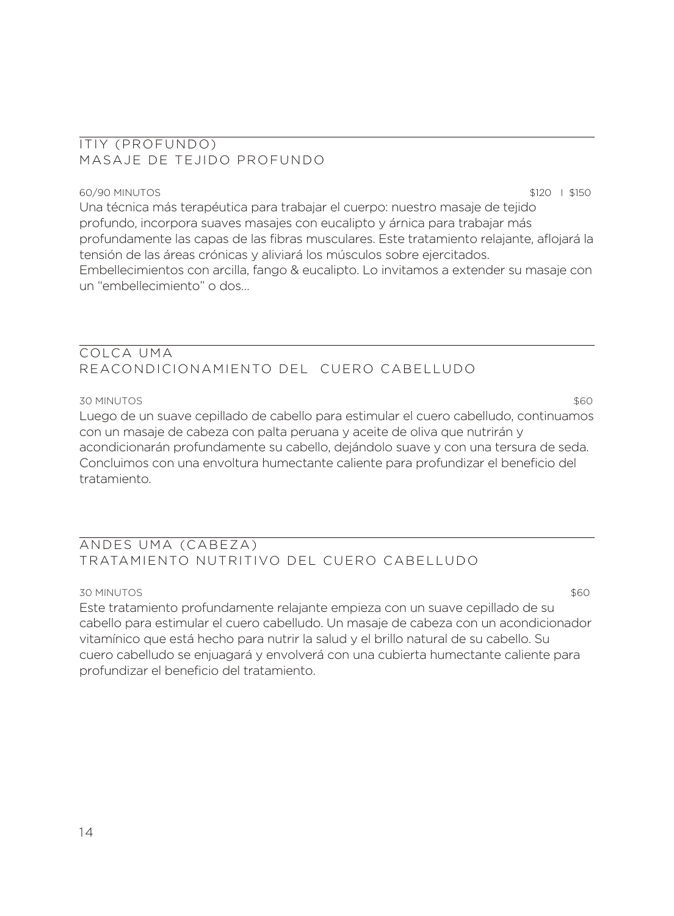## ITIY (PROFUNDO)
## MASAJE DE TEJIDO PROFUNDO

60/90 MINUTOS $120 I $150

Una técnica más terapéutica para trabajar el cuerpo: nuestro masaje de tejido profundo, incorpora suaves masajes con eucalipto y árnica para trabajar más profundamente las capas de las fibras musculares. Este tratamiento relajante, aflojará la tensión de las áreas crónicas y aliviará los músculos sobre ejercitados. Embellecimientos con arcilla, fango & eucalipto. Lo invitamos a extender su masaje con un "embellecimiento" o dos...

## COLCA UMA
## REACONDICIONAMIENTO DEL CUERO CABELLUDO

30 MINUTOS $60

Luego de un suave cepillado de cabello para estimular el cuero cabelludo, continuamos con un masaje de cabeza con palta peruana y aceite de oliva que nutrirán y acondicionarán profundamente su cabello, dejándolo suave y con una tersura de seda. Concluimos con una envoltura humectante caliente para profundizar el beneficio del tratamiento.

## ANDES UMA (CABEZA)
## TRATAMIENTO NUTRITIVO DEL CUERO CABELLUDO

30 MINUTOS $60

Este tratamiento profundamente relajante empieza con un suave cepillado de su cabello para estimular el cuero cabelludo. Un masaje de cabeza con un acondicionador vitamínico que está hecho para nutrir la salud y el brillo natural de su cabello. Su cuero cabelludo se enjuagará y envolverá con una cubierta humectante caliente para profundizar el beneficio del tratamiento.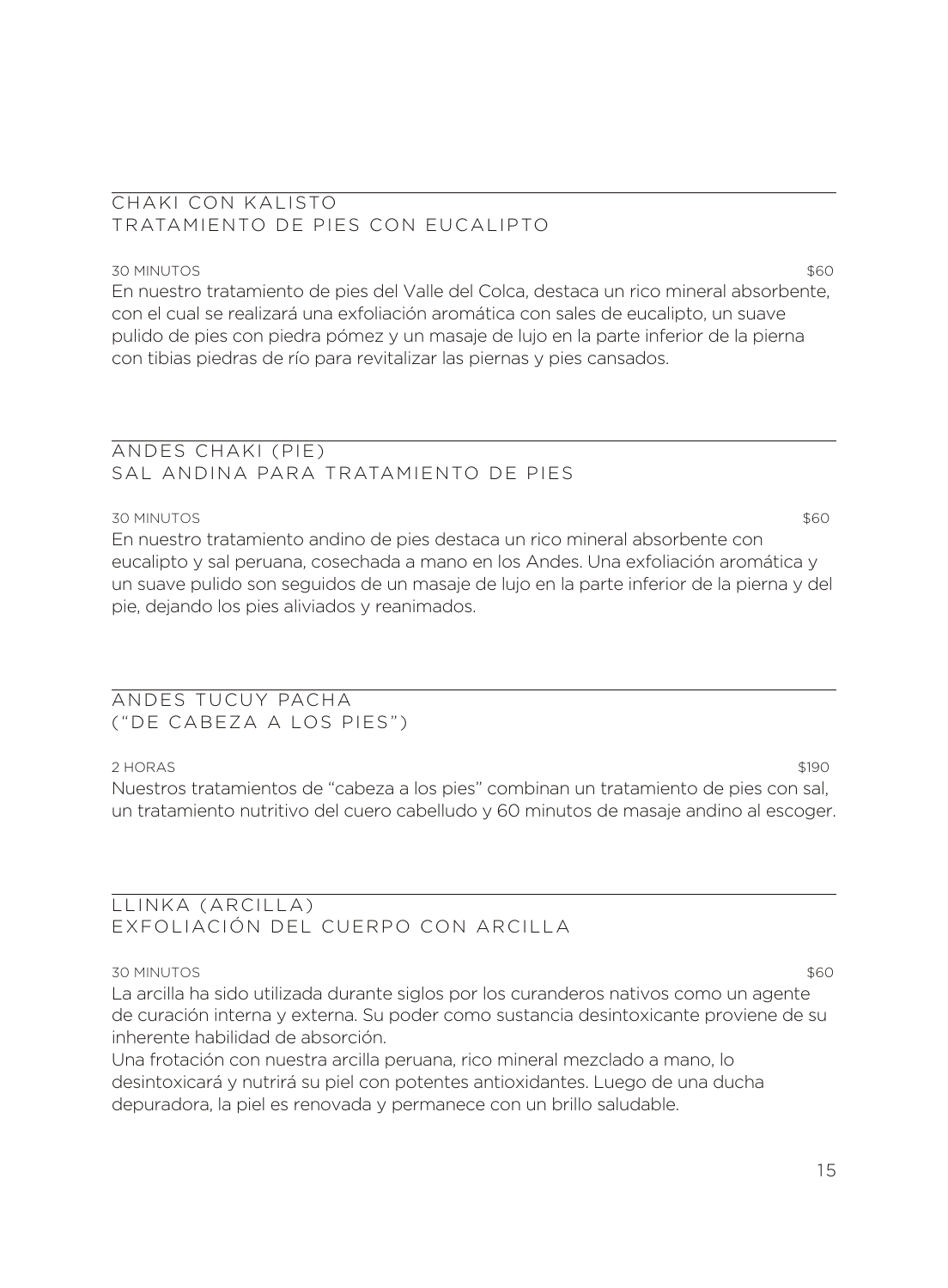## CHAKI CON KALISTO
## TRATAMIENTO DE PIES CON EUCALIPTO

30 MINUTOS $60

En nuestro tratamiento de pies del Valle del Colca, destaca un rico mineral absorbente, con el cual se realizará una exfoliación aromática con sales de eucalipto, un suave pulido de pies con piedra pómez y un masaje de lujo en la parte inferior de la pierna con tibias piedras de río para revitalizar las piernas y pies cansados.

## ANDES CHAKI (PIE)
## SAL ANDINA PARA TRATAMIENTO DE PIES

30 MINUTOS $60

En nuestro tratamiento andino de pies destaca un rico mineral absorbente con eucalipto y sal peruana, cosechada a mano en los Andes. Una exfoliación aromática y un suave pulido son seguidos de un masaje de lujo en la parte inferior de la pierna y del pie, dejando los pies aliviados y reanimados.

## ANDES TUCUY PACHA
## ("DE CABEZA A LOS PIES")

2 HORAS $190

Nuestros tratamientos de "cabeza a los pies" combinan un tratamiento de pies con sal, un tratamiento nutritivo del cuero cabelludo y 60 minutos de masaje andino al escoger.

## LLINKA (ARCILLA)
## EXFOLIACIÓN DEL CUERPO CON ARCILLA

30 MINUTOS $60

La arcilla ha sido utilizada durante siglos por los curanderos nativos como un agente de curación interna y externa. Su poder como sustancia desintoxicante proviene de su inherente habilidad de absorción.

Una frotación con nuestra arcilla peruana, rico mineral mezclado a mano, lo desintoxicará y nutrirá su piel con potentes antioxidantes. Luego de una ducha depuradora, la piel es renovada y permanece con un brillo saludable.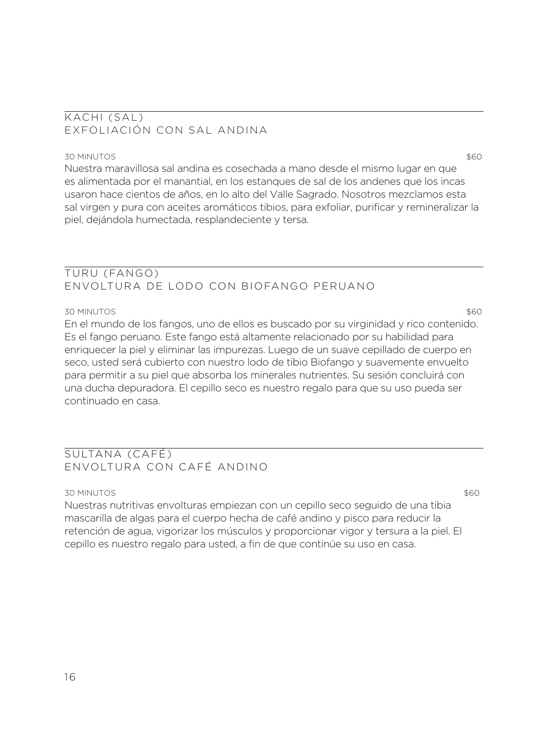## KACHI (SAL)
## EXFOLIACIÓN CON SAL ANDINA

30 MINUTOS $60

Nuestra maravillosa sal andina es cosechada a mano desde el mismo lugar en que es alimentada por el manantial, en los estanques de sal de los andenes que los incas usaron hace cientos de años, en lo alto del Valle Sagrado. Nosotros mezclamos esta sal virgen y pura con aceites aromáticos tibios, para exfoliar, purificar y remineralizar la piel, dejándola humectada, resplandeciente y tersa.

## TURU (FANGO)
## ENVOLTURA DE LODO CON BIOFANGO PERUANO

30 MINUTOS $60

En el mundo de los fangos, uno de ellos es buscado por su virginidad y rico contenido. Es el fango peruano. Este fango está altamente relacionado por su habilidad para enriquecer la piel y eliminar las impurezas. Luego de un suave cepillado de cuerpo en seco, usted será cubierto con nuestro lodo de tibio Biofango y suavemente envuelto para permitir a su piel que absorba los minerales nutrientes. Su sesión concluirá con una ducha depuradora. El cepillo seco es nuestro regalo para que su uso pueda ser continuado en casa.

## SULTANA (CAFÉ)
## ENVOLTURA CON CAFÉ ANDINO

30 MINUTOS $60

Nuestras nutritivas envolturas empiezan con un cepillo seco seguido de una tibia mascarilla de algas para el cuerpo hecha de café andino y pisco para reducir la retención de agua, vigorizar los músculos y proporcionar vigor y tersura a la piel. El cepillo es nuestro regalo para usted, a fin de que continúe su uso en casa.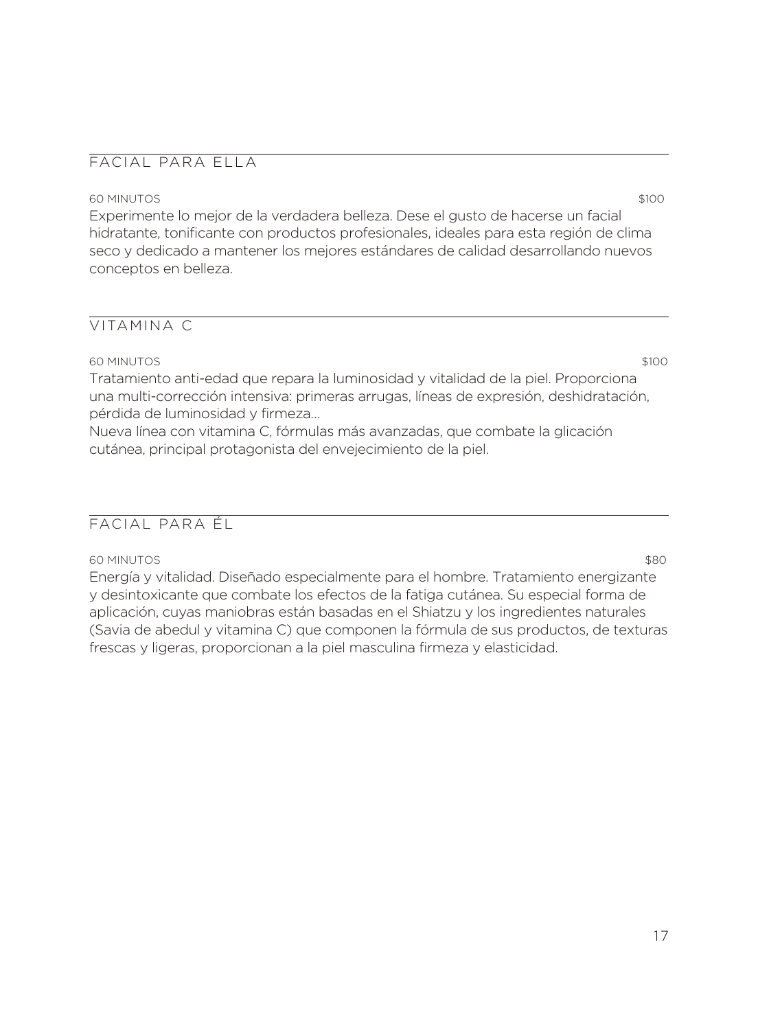## FACIAL PARA ELLA

60 MINUTOS $100

Experimente lo mejor de la verdadera belleza. Dese el gusto de hacerse un facial hidratante, tonificante con productos profesionales, ideales para esta región de clima seco y dedicado a mantener los mejores estándares de calidad desarrollando nuevos conceptos en belleza.

## VITAMINA C

60 MINUTOS $100

Tratamiento anti-edad que repara la luminosidad y vitalidad de la piel. Proporciona una multi-corrección intensiva: primeras arrugas, líneas de expresión, deshidratación, pérdida de luminosidad y firmeza...

Nueva línea con vitamina C, fórmulas más avanzadas, que combate la glicación cutánea, principal protagonista del envejecimiento de la piel.

## FACIAL PARA ÉL

60 MINUTOS $80

Energía y vitalidad. Diseñado especialmente para el hombre. Tratamiento energizante y desintoxicante que combate los efectos de la fatiga cutánea. Su especial forma de aplicación, cuyas maniobras están basadas en el Shiatzu y los ingredientes naturales (Savia de abedul y vitamina C) que componen la fórmula de sus productos, de texturas frescas y ligeras, proporcionan a la piel masculina firmeza y elasticidad.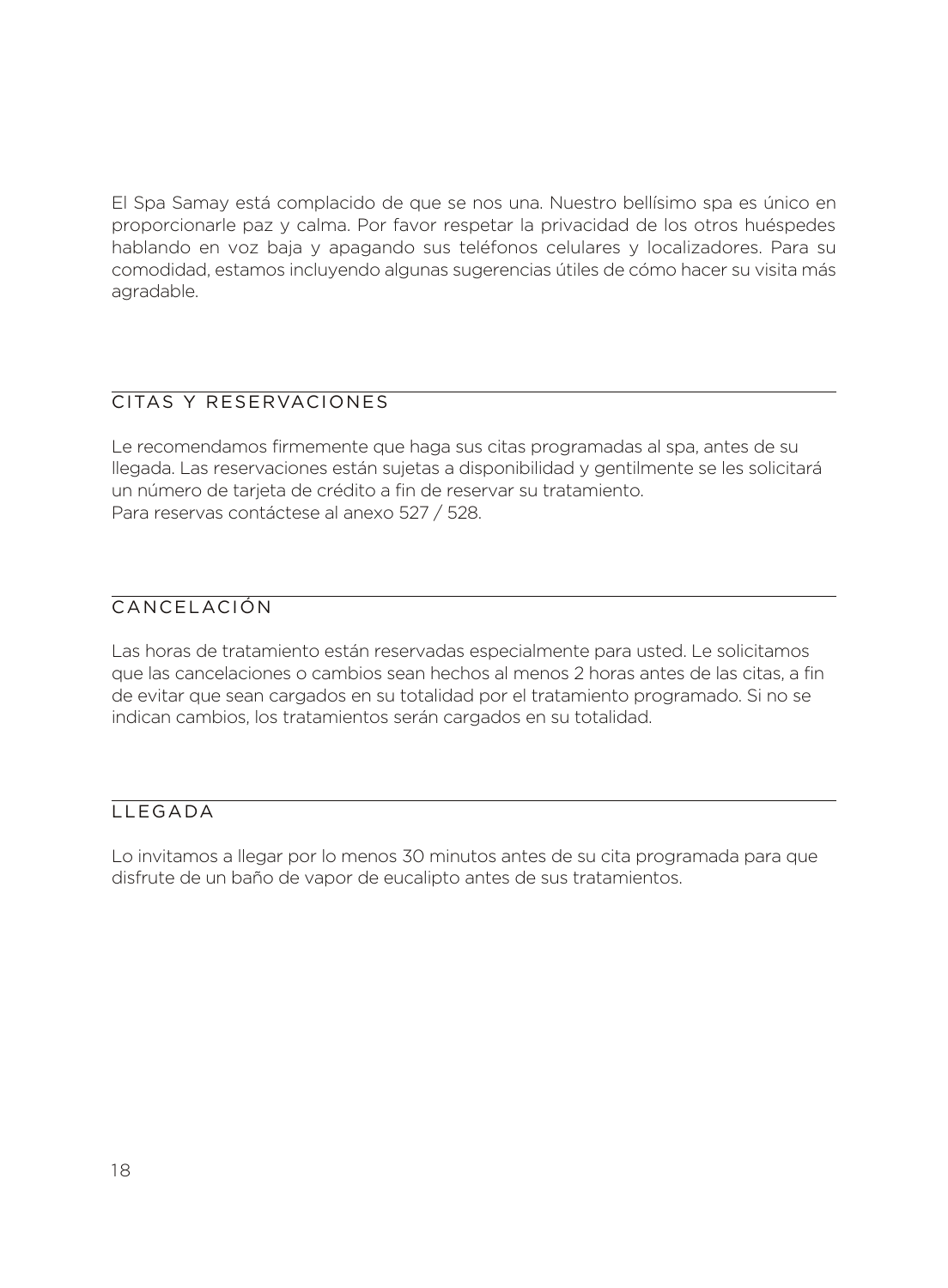El Spa Samay está complacido de que se nos una. Nuestro bellísimo spa es único en proporcionarle paz y calma. Por favor respetar la privacidad de los otros huéspedes hablando en voz baja y apagando sus teléfonos celulares y localizadores. Para su comodidad, estamos incluyendo algunas sugerencias útiles de cómo hacer su visita más agradable.

## CITAS Y RESERVACIONES

Le recomendamos firmemente que haga sus citas programadas al spa, antes de su llegada. Las reservaciones están sujetas a disponibilidad y gentilmente se les solicitará un número de tarjeta de crédito a fin de reservar su tratamiento.
Para reservas contáctese al anexo 527 / 528.

## CANCELACIÓN

Las horas de tratamiento están reservadas especialmente para usted. Le solicitamos que las cancelaciones o cambios sean hechos al menos 2 horas antes de las citas, a fin de evitar que sean cargados en su totalidad por el tratamiento programado. Si no se indican cambios, los tratamientos serán cargados en su totalidad.

## LLEGADA

Lo invitamos a llegar por lo menos 30 minutos antes de su cita programada para que disfrute de un baño de vapor de eucalipto antes de sus tratamientos.